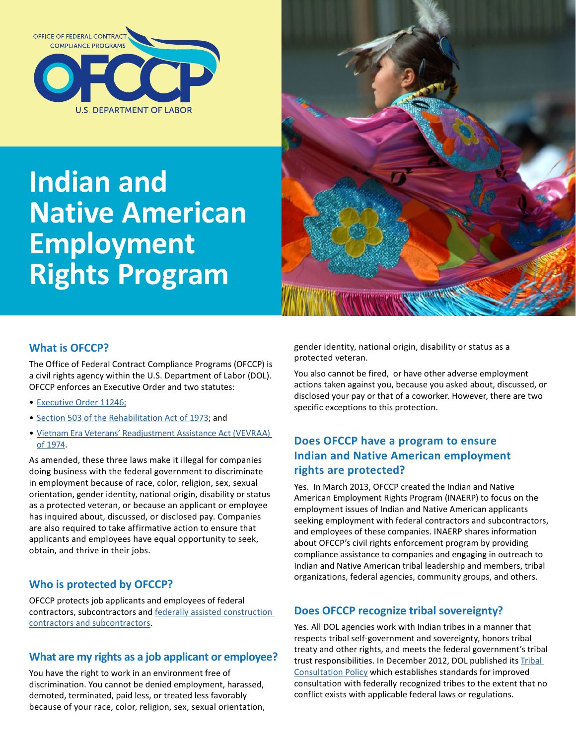OFFICE OF FEDERAL CONTRACT COMPLIANCE PROGRAMS

OFCCP

U.S. DEPARTMENT OF LABOR

# Indian and Native American Employment Rights Program

## What is OFCCP?

The Office of Federal Contract Compliance Programs (OFCCP) is a civil rights agency within the U.S. Department of Labor (DOL). OFCCP enforces an Executive Order and two statutes:

- Executive Order 11246;
- Section 503 of the Rehabilitation Act of 1973; and
- Vietnam Era Veterans' Readjustment Assistance Act (VEVRAA) of 1974.

As amended, these three laws make it illegal for companies doing business with the federal government to discriminate in employment because of race, color, religion, sex, sexual orientation, gender identity, national origin, disability or status as a protected veteran, or because an applicant or employee has inquired about, discussed, or disclosed pay. Companies are also required to take affirmative action to ensure that applicants and employees have equal opportunity to seek, obtain, and thrive in their jobs.

## Who is protected by OFCCP?

OFCCP protects job applicants and employees of federal contractors, subcontractors and federally assisted construction contractors and subcontractors.

## What are my rights as a job applicant or employee?

You have the right to work in an environment free of discrimination. You cannot be denied employment, harassed, demoted, terminated, paid less, or treated less favorably because of your race, color, religion, sex, sexual orientation, gender identity, national origin, disability or status as a protected veteran.

You also cannot be fired, or have other adverse employment actions taken against you, because you asked about, discussed, or disclosed your pay or that of a coworker. However, there are two specific exceptions to this protection.

## Does OFCCP have a program to ensure Indian and Native American employment rights are protected?

Yes. In March 2013, OFCCP created the Indian and Native American Employment Rights Program (INAERP) to focus on the employment issues of Indian and Native American applicants seeking employment with federal contractors and subcontractors, and employees of these companies. INAERP shares information about OFCCP's civil rights enforcement program by providing compliance assistance to companies and engaging in outreach to Indian and Native American tribal leadership and members, tribal organizations, federal agencies, community groups, and others.

## Does OFCCP recognize tribal sovereignty?

Yes. All DOL agencies work with Indian tribes in a manner that respects tribal self-government and sovereignty, honors tribal treaty and other rights, and meets the federal government's tribal trust responsibilities. In December 2012, DOL published its Tribal Consultation Policy which establishes standards for improved consultation with federally recognized tribes to the extent that no conflict exists with applicable federal laws or regulations.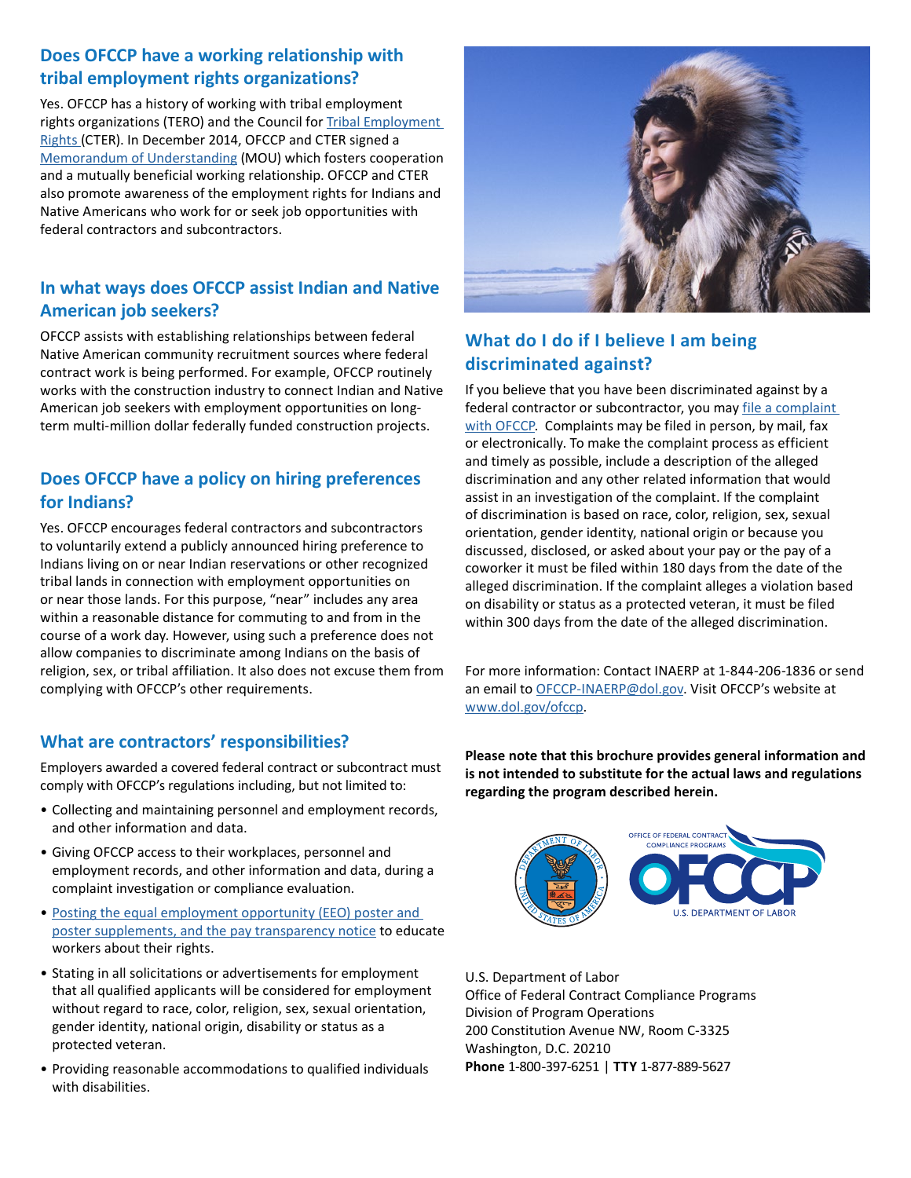## Does OFCCP have a working relationship with tribal employment rights organizations?

Yes. OFCCP has a history of working with tribal employment rights organizations (TERO) and the Council for Tribal Employment Rights (CTER). In December 2014, OFCCP and CTER signed a Memorandum of Understanding (MOU) which fosters cooperation and a mutually beneficial working relationship. OFCCP and CTER also promote awareness of the employment rights for Indians and Native Americans who work for or seek job opportunities with federal contractors and subcontractors.

## In what ways does OFCCP assist Indian and Native American job seekers?

OFCCP assists with establishing relationships between federal Native American community recruitment sources where federal contract work is being performed. For example, OFCCP routinely works with the construction industry to connect Indian and Native American job seekers with employment opportunities on long-term multi-million dollar federally funded construction projects.

## Does OFCCP have a policy on hiring preferences for Indians?

Yes. OFCCP encourages federal contractors and subcontractors to voluntarily extend a publicly announced hiring preference to Indians living on or near Indian reservations or other recognized tribal lands in connection with employment opportunities on or near those lands. For this purpose, "near" includes any area within a reasonable distance for commuting to and from in the course of a work day. However, using such a preference does not allow companies to discriminate among Indians on the basis of religion, sex, or tribal affiliation. It also does not excuse them from complying with OFCCP's other requirements.

## What are contractors' responsibilities?

Employers awarded a covered federal contract or subcontract must comply with OFCCP's regulations including, but not limited to:

- Collecting and maintaining personnel and employment records, and other information and data.
- Giving OFCCP access to their workplaces, personnel and employment records, and other information and data, during a complaint investigation or compliance evaluation.
- Posting the equal employment opportunity (EEO) poster and poster supplements, and the pay transparency notice to educate workers about their rights.
- Stating in all solicitations or advertisements for employment that all qualified applicants will be considered for employment without regard to race, color, religion, sex, sexual orientation, gender identity, national origin, disability or status as a protected veteran.
- Providing reasonable accommodations to qualified individuals with disabilities.

## What do I do if I believe I am being discriminated against?

If you believe that you have been discriminated against by a federal contractor or subcontractor, you may file a complaint with OFCCP. Complaints may be filed in person, by mail, fax or electronically. To make the complaint process as efficient and timely as possible, include a description of the alleged discrimination and any other related information that would assist in an investigation of the complaint. If the complaint of discrimination is based on race, color, religion, sex, sexual orientation, gender identity, national origin or because you discussed, disclosed, or asked about your pay or the pay of a coworker it must be filed within 180 days from the date of the alleged discrimination. If the complaint alleges a violation based on disability or status as a protected veteran, it must be filed within 300 days from the date of the alleged discrimination.

For more information: Contact INAERP at 1-844-206-1836 or send an email to OFCCP-INAERP@dol.gov. Visit OFCCP's website at www.dol.gov/ofccp.

**Please note that this brochure provides general information and is not intended to substitute for the actual laws and regulations regarding the program described herein.**

U.S. Department of Labor
Office of Federal Contract Compliance Programs
Division of Program Operations
200 Constitution Avenue NW, Room C-3325
Washington, D.C. 20210
**Phone** 1-800-397-6251 | **TTY** 1-877-889-5627